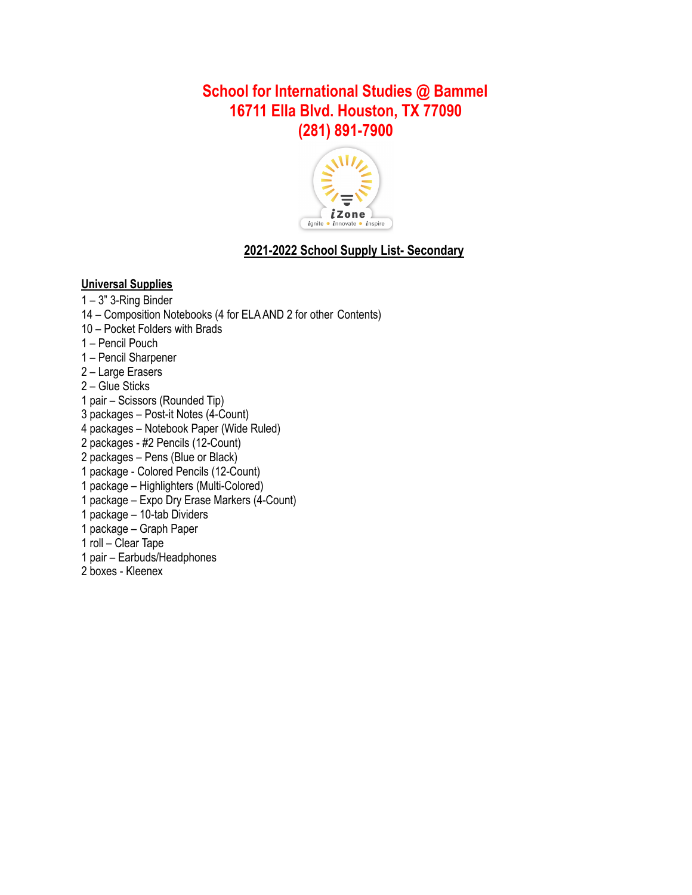# School for International Studies @ Bammel
# 16711 Ella Blvd. Houston, TX 77090
# (281) 891-7900

## 2021-2022 School Supply List- Secondary

### Universal Supplies

1 – 3" 3-Ring Binder  
14 – Composition Notebooks (4 for ELA AND 2 for other Contents)  
10 – Pocket Folders with Brads  
1 – Pencil Pouch  
1 – Pencil Sharpener  
2 – Large Erasers  
2 – Glue Sticks  
1 pair – Scissors (Rounded Tip)  
3 packages – Post-it Notes (4-Count)  
4 packages – Notebook Paper (Wide Ruled)  
2 packages - #2 Pencils (12-Count)  
2 packages – Pens (Blue or Black)  
1 package - Colored Pencils (12-Count)  
1 package – Highlighters (Multi-Colored)  
1 package – Expo Dry Erase Markers (4-Count)  
1 package – 10-tab Dividers  
1 package – Graph Paper  
1 roll – Clear Tape  
1 pair – Earbuds/Headphones  
2 boxes - Kleenex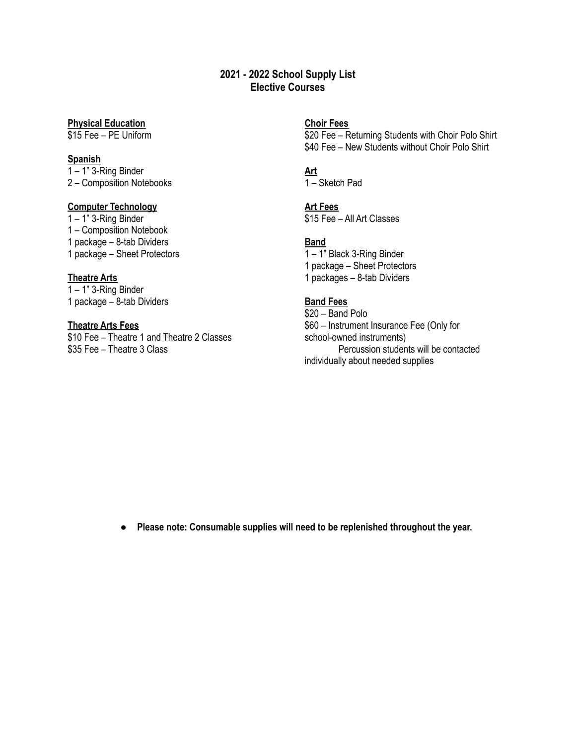# 2021 - 2022 School Supply List
## Elective Courses

**Physical Education**
$15 Fee – PE Uniform

**Spanish**
1 – 1" 3-Ring Binder
2 – Composition Notebooks

**Computer Technology**
1 – 1" 3-Ring Binder
1 – Composition Notebook
1 package – 8-tab Dividers
1 package – Sheet Protectors

**Theatre Arts**
1 – 1" 3-Ring Binder
1 package – 8-tab Dividers

**Theatre Arts Fees**
$10 Fee – Theatre 1 and Theatre 2 Classes
$35 Fee – Theatre 3 Class

**Choir Fees**
$20 Fee – Returning Students with Choir Polo Shirt
$40 Fee – New Students without Choir Polo Shirt

**Art**
1 – Sketch Pad

**Art Fees**
$15 Fee – All Art Classes

**Band**
1 – 1" Black 3-Ring Binder
1 package – Sheet Protectors
1 packages – 8-tab Dividers

**Band Fees**
$20 – Band Polo
$60 – Instrument Insurance Fee (Only for school-owned instruments)
Percussion students will be contacted individually about needed supplies

- **Please note: Consumable supplies will need to be replenished throughout the year.**